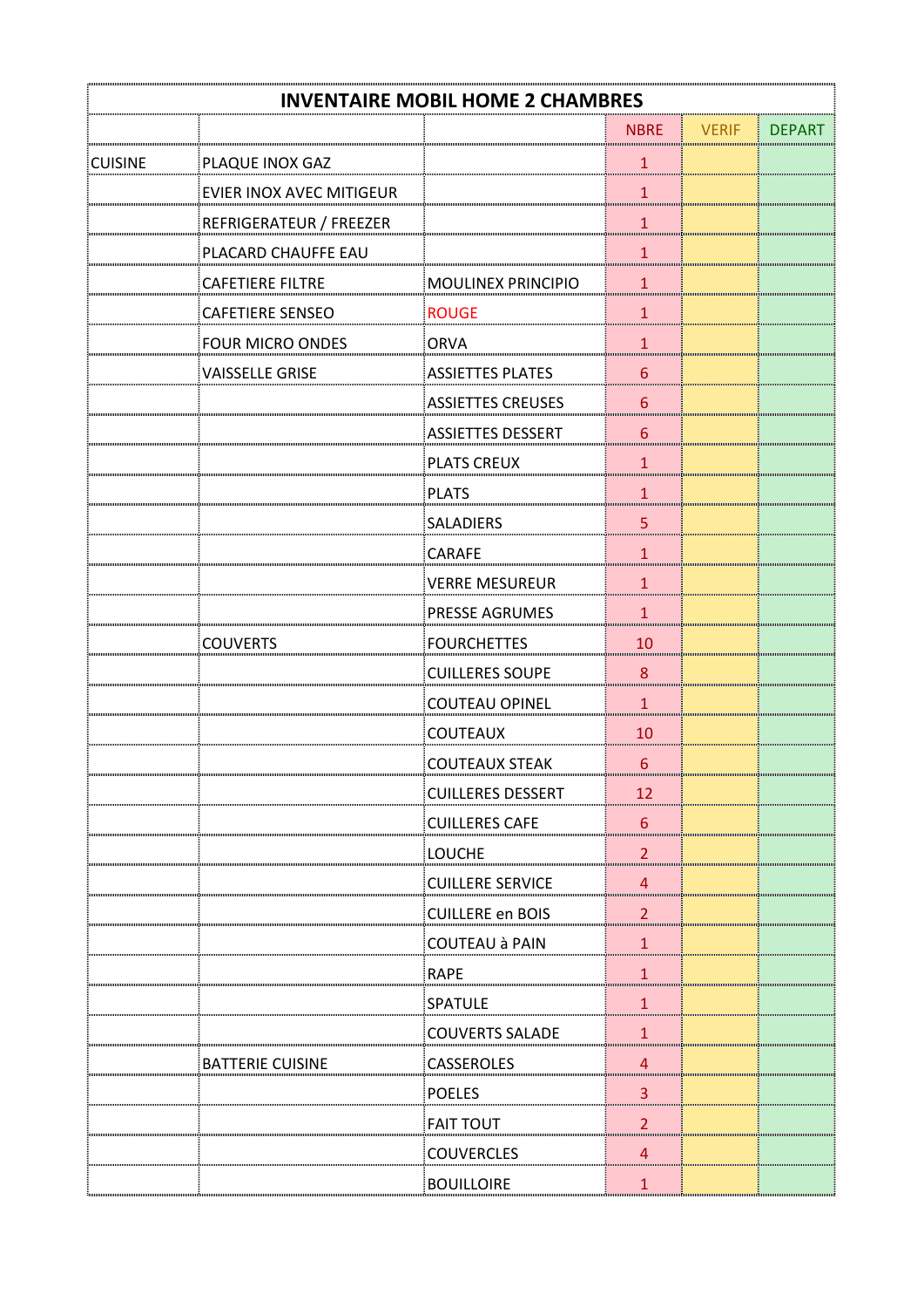| INVENTAIRE MOBIL HOME 2 CHAMBRES | | | | | |
|---|---|---|---|---|---|
| | | | NBRE | VERIF | DEPART |
| CUISINE | PLAQUE INOX GAZ | | 1 | | |
| | EVIER INOX AVEC MITIGEUR | | 1 | | |
| | REFRIGERATEUR / FREEZER | | 1 | | |
| | PLACARD CHAUFFE EAU | | 1 | | |
| | CAFETIERE FILTRE | MOULINEX PRINCIPIO | 1 | | |
| | CAFETIERE SENSEO | ROUGE | 1 | | |
| | FOUR MICRO ONDES | ORVA | 1 | | |
| | VAISSELLE GRISE | ASSIETTES PLATES | 6 | | |
| | | ASSIETTES CREUSES | 6 | | |
| | | ASSIETTES DESSERT | 6 | | |
| | | PLATS CREUX | 1 | | |
| | | PLATS | 1 | | |
| | | SALADIERS | 5 | | |
| | | CARAFE | 1 | | |
| | | VERRE MESUREUR | 1 | | |
| | | PRESSE AGRUMES | 1 | | |
| | COUVERTS | FOURCHETTES | 10 | | |
| | | CUILLERES SOUPE | 8 | | |
| | | COUTEAU OPINEL | 1 | | |
| | | COUTEAUX | 10 | | |
| | | COUTEAUX STEAK | 6 | | |
| | | CUILLERES DESSERT | 12 | | |
| | | CUILLERES CAFE | 6 | | |
| | | LOUCHE | 2 | | |
| | | CUILLERE SERVICE | 4 | | |
| | | CUILLERE en BOIS | 2 | | |
| | | COUTEAU à PAIN | 1 | | |
| | | RAPE | 1 | | |
| | | SPATULE | 1 | | |
| | | COUVERTS SALADE | 1 | | |
| | BATTERIE CUISINE | CASSEROLES | 4 | | |
| | | POELES | 3 | | |
| | | FAIT TOUT | 2 | | |
| | | COUVERCLES | 4 | | |
| | | BOUILLOIRE | 1 | | |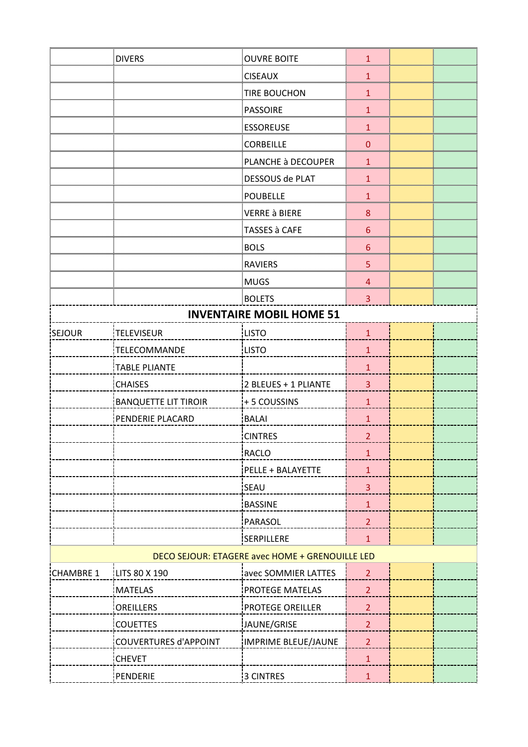| | | | | | |
|---|---|---|---|---|---|
| | DIVERS | OUVRE BOITE | 1 | | |
| | | CISEAUX | 1 | | |
| | | TIRE BOUCHON | 1 | | |
| | | PASSOIRE | 1 | | |
| | | ESSOREUSE | 1 | | |
| | | CORBEILLE | 0 | | |
| | | PLANCHE à DECOUPER | 1 | | |
| | | DESSOUS de PLAT | 1 | | |
| | | POUBELLE | 1 | | |
| | | VERRE à BIERE | 8 | | |
| | | TASSES à CAFE | 6 | | |
| | | BOLS | 6 | | |
| | | RAVIERS | 5 | | |
| | | MUGS | 4 | | |
| | | BOLETS | 3 | | |

## INVENTAIRE MOBIL HOME 51

| | | | | | |
|---|---|---|---|---|---|
| SEJOUR | TELEVISEUR | LISTO | 1 | | |
| | TELECOMMANDE | LISTO | 1 | | |
| | TABLE PLIANTE | | 1 | | |
| | CHAISES | 2 BLEUES + 1 PLIANTE | 3 | | |
| | BANQUETTE LIT TIROIR | + 5 COUSSINS | 1 | | |
| | PENDERIE PLACARD | BALAI | 1 | | |
| | | CINTRES | 2 | | |
| | | RACLO | 1 | | |
| | | PELLE + BALAYETTE | 1 | | |
| | | SEAU | 3 | | |
| | | BASSINE | 1 | | |
| | | PARASOL | 2 | | |
| | | SERPILLERE | 1 | | |
| DECO SEJOUR: ETAGERE avec HOME + GRENOUILLE LED | | | | | |
| CHAMBRE 1 | LITS 80 X 190 | avec SOMMIER LATTES | 2 | | |
| | MATELAS | PROTEGE MATELAS | 2 | | |
| | OREILLERS | PROTEGE OREILLER | 2 | | |
| | COUETTES | JAUNE/GRISE | 2 | | |
| | COUVERTURES d'APPOINT | IMPRIME BLEUE/JAUNE | 2 | | |
| | CHEVET | | 1 | | |
| | PENDERIE | 3 CINTRES | 1 | | |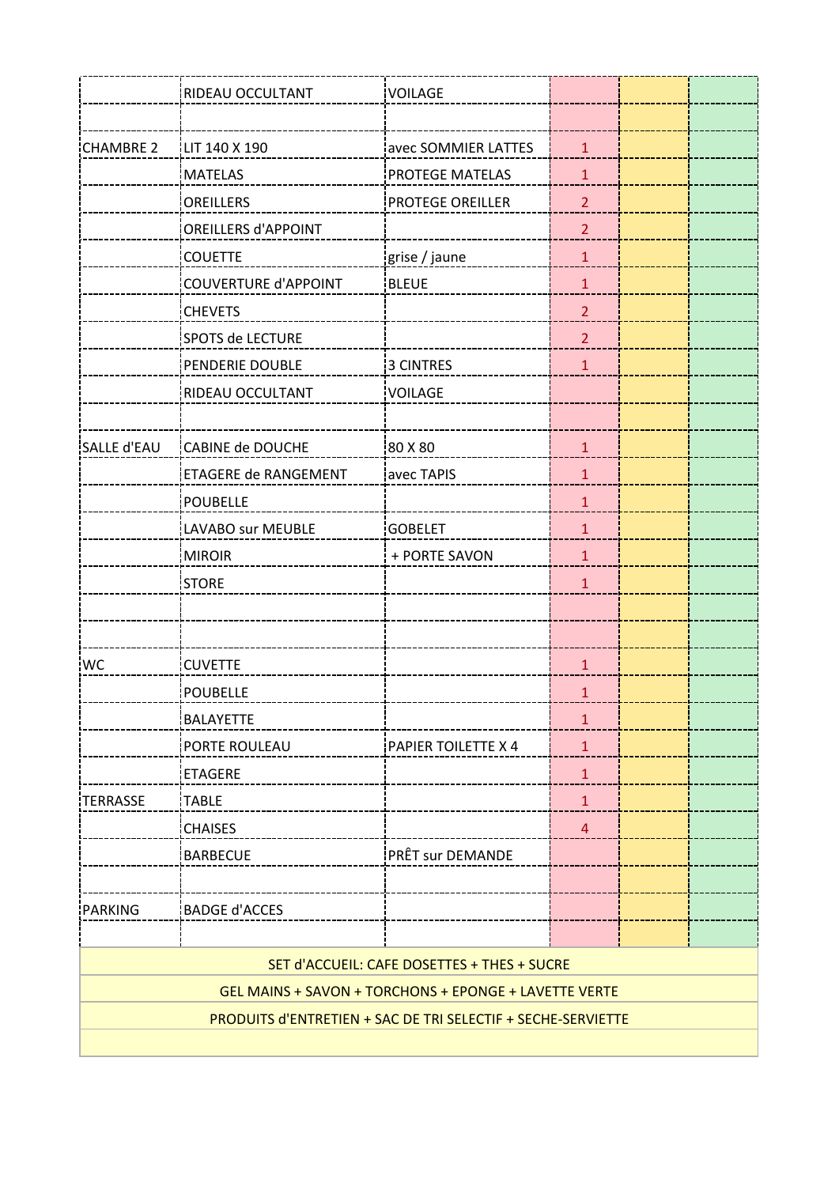| | | | | | |
|---|---|---|---|---|---|
| | RIDEAU OCCULTANT | VOILAGE | | | |
| | | | | | |
| CHAMBRE 2 | LIT 140 X 190 | avec SOMMIER LATTES | 1 | | |
| | MATELAS | PROTEGE MATELAS | 1 | | |
| | OREILLERS | PROTEGE OREILLER | 2 | | |
| | OREILLERS d'APPOINT | | 2 | | |
| | COUETTE | grise / jaune | 1 | | |
| | COUVERTURE d'APPOINT | BLEUE | 1 | | |
| | CHEVETS | | 2 | | |
| | SPOTS de LECTURE | | 2 | | |
| | PENDERIE DOUBLE | 3 CINTRES | 1 | | |
| | RIDEAU OCCULTANT | VOILAGE | | | |
| | | | | | |
| SALLE d'EAU | CABINE de DOUCHE | 80 X 80 | 1 | | |
| | ETAGERE de RANGEMENT | avec TAPIS | 1 | | |
| | POUBELLE | | 1 | | |
| | LAVABO sur MEUBLE | GOBELET | 1 | | |
| | MIROIR | + PORTE SAVON | 1 | | |
| | STORE | | 1 | | |
| | | | | | |
| | | | | | |
| WC | CUVETTE | | 1 | | |
| | POUBELLE | | 1 | | |
| | BALAYETTE | | 1 | | |
| | PORTE ROULEAU | PAPIER TOILETTE X 4 | 1 | | |
| | ETAGERE | | 1 | | |
| TERRASSE | TABLE | | 1 | | |
| | CHAISES | | 4 | | |
| | BARBECUE | PRÊT sur DEMANDE | | | |
| | | | | | |
| PARKING | BADGE d'ACCES | | | | |
| | | | | | |

SET d'ACCUEIL: CAFE DOSETTES + THES + SUCRE

GEL MAINS + SAVON + TORCHONS + EPONGE + LAVETTE VERTE

PRODUITS d'ENTRETIEN + SAC DE TRI SELECTIF + SECHE-SERVIETTE